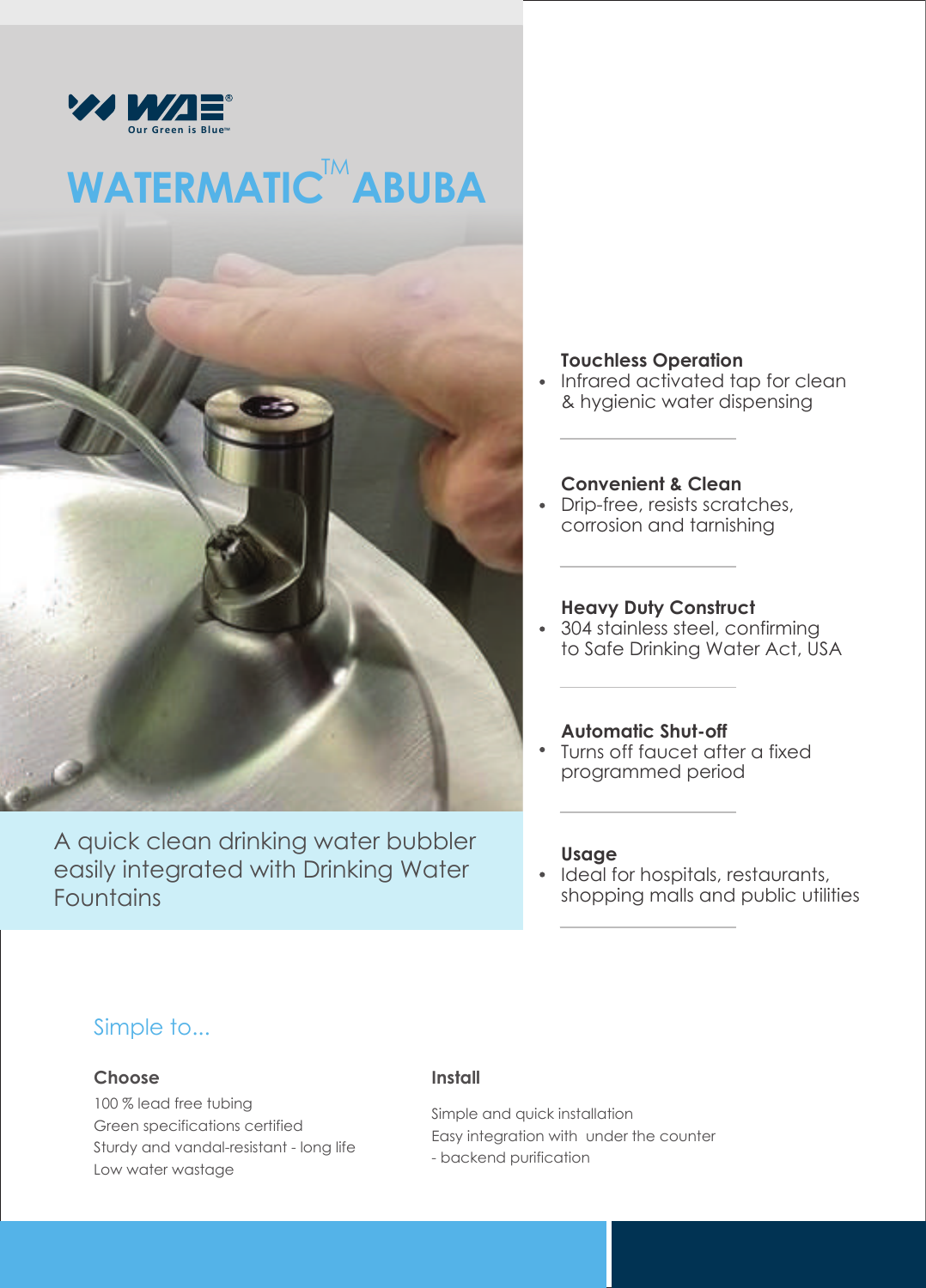WAE
Our Green is Blue™

# WATERMATIC™ ABUBA

A quick clean drinking water bubbler easily integrated with Drinking Water Fountains

**Touchless Operation**

- Infrared activated tap for clean & hygienic water dispensing

**Convenient & Clean**

- Drip-free, resists scratches, corrosion and tarnishing

**Heavy Duty Construct**

- 304 stainless steel, confirming to Safe Drinking Water Act, USA

**Automatic Shut-off**

- Turns off faucet after a fixed programmed period

**Usage**

- Ideal for hospitals, restaurants, shopping malls and public utilities

## Simple to...

### Choose

100 % lead free tubing
Green specifications certified
Sturdy and vandal-resistant - long life
Low water wastage

### Install

Simple and quick installation
Easy integration with under the counter - backend purification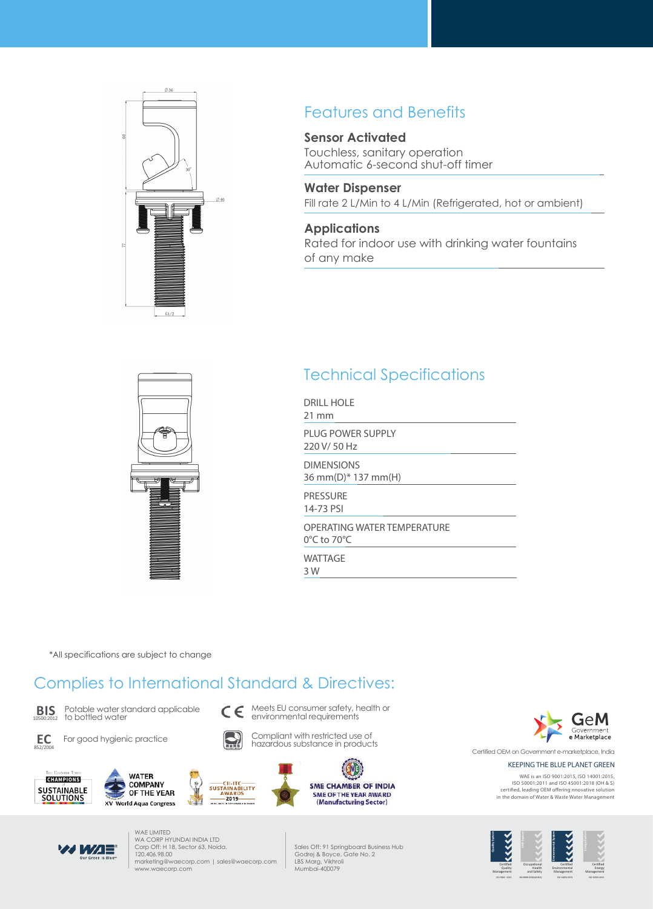## Features and Benefits

### Sensor Activated

Touchless, sanitary operation
Automatic 6-second shut-off timer

### Water Dispenser

Fill rate 2 L/Min to 4 L/Min (Refrigerated, hot or ambient)

### Applications

Rated for indoor use with drinking water fountains of any make

## Technical Specifications

DRILL HOLE
21 mm

PLUG POWER SUPPLY
220 V/ 50 Hz

DIMENSIONS
36 mm(D)* 137 mm(H)

PRESSURE
14-73 PSI

OPERATING WATER TEMPERATURE
0°C to 70°C

WATTAGE
3 W

*All specifications are subject to change

## Complies to International Standard & Directives:

- **BIS** 10500:2012 — Potable water standard applicable to bottled water
- **EC** 852/2004 — For good hygienic practice
- **CE** — Meets EU consumer safety, health or environmental requirements
- **RoHS** — Compliant with restricted use of hazardous substance in products

Certified OEM on Government e-marketplace, India

KEEPING THE BLUE PLANET GREEN

WAE is an ISO 9001:2015, ISO 14001:2015, ISO 50001:2011 and ISO 45001:2018 (OH & S) certified, leading OEM offering nnovative solution in the domain of Water & Waste Water Management

WAE LIMITED
WA CORP HYUNDAI INDIA LTD
Corp Off: H 18, Sector 63, Noida.
120.406.98.00
marketing@waecorp.com | sales@waecorp.com
www.waecorp.com

Sales Off: 91 Springboard Business Hub
Godrej & Boyce, Gate No. 2
LBS Marg, Vikhroli
Mumbai-400079